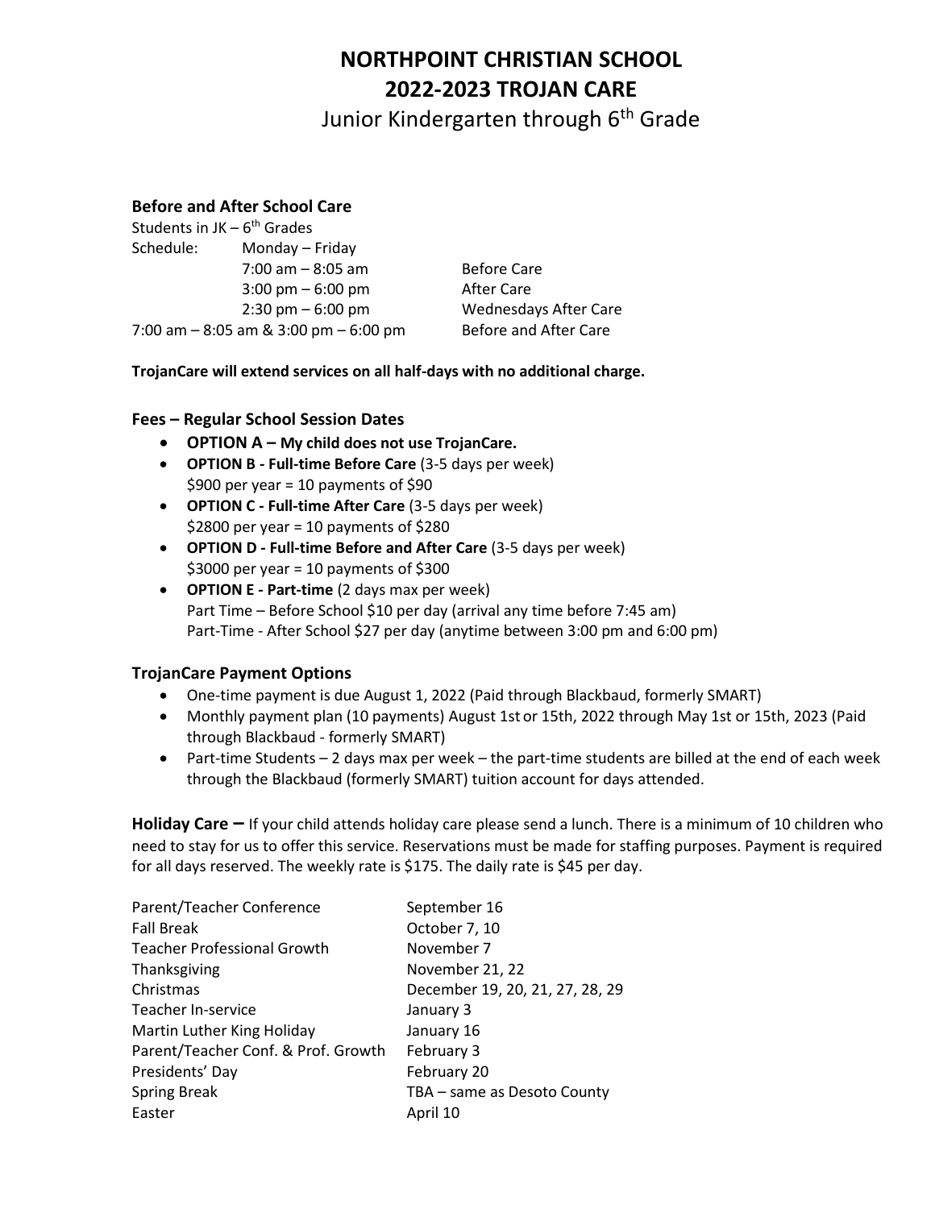# NORTHPOINT CHRISTIAN SCHOOL
# 2022-2023 TROJAN CARE

Junior Kindergarten through 6th Grade

### Before and After School Care

Students in JK – 6th Grades

| Schedule: | Monday – Friday | |
|---|---|---|
| | 7:00 am – 8:05 am | Before Care |
| | 3:00 pm – 6:00 pm | After Care |
| | 2:30 pm – 6:00 pm | Wednesdays After Care |
| 7:00 am – 8:05 am & 3:00 pm – 6:00 pm | | Before and After Care |

**TrojanCare will extend services on all half-days with no additional charge.**

### Fees – Regular School Session Dates

- **OPTION A – My child does not use TrojanCare.**
- **OPTION B - Full-time Before Care** (3-5 days per week)
  $900 per year = 10 payments of $90
- **OPTION C - Full-time After Care** (3-5 days per week)
  $2800 per year = 10 payments of $280
- **OPTION D - Full-time Before and After Care** (3-5 days per week)
  $3000 per year = 10 payments of $300
- **OPTION E - Part-time** (2 days max per week)
  Part Time – Before School $10 per day (arrival any time before 7:45 am)
  Part-Time - After School $27 per day (anytime between 3:00 pm and 6:00 pm)

### TrojanCare Payment Options

- One-time payment is due August 1, 2022 (Paid through Blackbaud, formerly SMART)
- Monthly payment plan (10 payments) August 1st or 15th, 2022 through May 1st or 15th, 2023 (Paid through Blackbaud - formerly SMART)
- Part-time Students – 2 days max per week – the part-time students are billed at the end of each week through the Blackbaud (formerly SMART) tuition account for days attended.

**Holiday Care –** If your child attends holiday care please send a lunch. There is a minimum of 10 children who need to stay for us to offer this service. Reservations must be made for staffing purposes. Payment is required for all days reserved. The weekly rate is $175. The daily rate is $45 per day.

| | |
|---|---|
| Parent/Teacher Conference | September 16 |
| Fall Break | October 7, 10 |
| Teacher Professional Growth | November 7 |
| Thanksgiving | November 21, 22 |
| Christmas | December 19, 20, 21, 27, 28, 29 |
| Teacher In-service | January 3 |
| Martin Luther King Holiday | January 16 |
| Parent/Teacher Conf. & Prof. Growth | February 3 |
| Presidents' Day | February 20 |
| Spring Break | TBA – same as Desoto County |
| Easter | April 10 |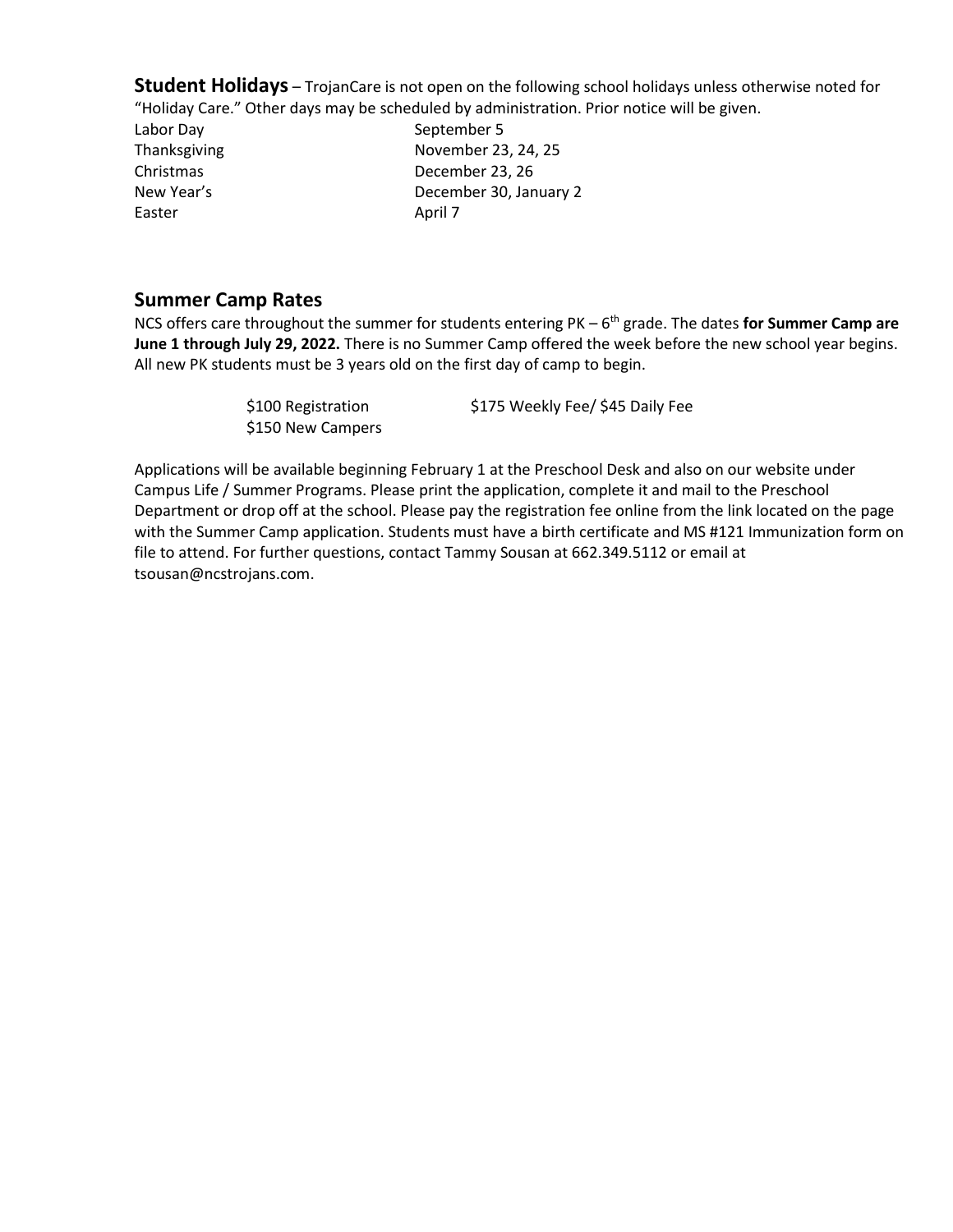**Student Holidays** – TrojanCare is not open on the following school holidays unless otherwise noted for "Holiday Care." Other days may be scheduled by administration. Prior notice will be given.

| | |
|---|---|
| Labor Day | September 5 |
| Thanksgiving | November 23, 24, 25 |
| Christmas | December 23, 26 |
| New Year's | December 30, January 2 |
| Easter | April 7 |

## Summer Camp Rates

NCS offers care throughout the summer for students entering PK – 6th grade. The dates **for Summer Camp are June 1 through July 29, 2022.** There is no Summer Camp offered the week before the new school year begins. All new PK students must be 3 years old on the first day of camp to begin.

| | |
|---|---|
| $100 Registration | $175 Weekly Fee/ $45 Daily Fee |
| $150 New Campers | |

Applications will be available beginning February 1 at the Preschool Desk and also on our website under Campus Life / Summer Programs. Please print the application, complete it and mail to the Preschool Department or drop off at the school. Please pay the registration fee online from the link located on the page with the Summer Camp application. Students must have a birth certificate and MS #121 Immunization form on file to attend. For further questions, contact Tammy Sousan at 662.349.5112 or email at tsousan@ncstrojans.com.